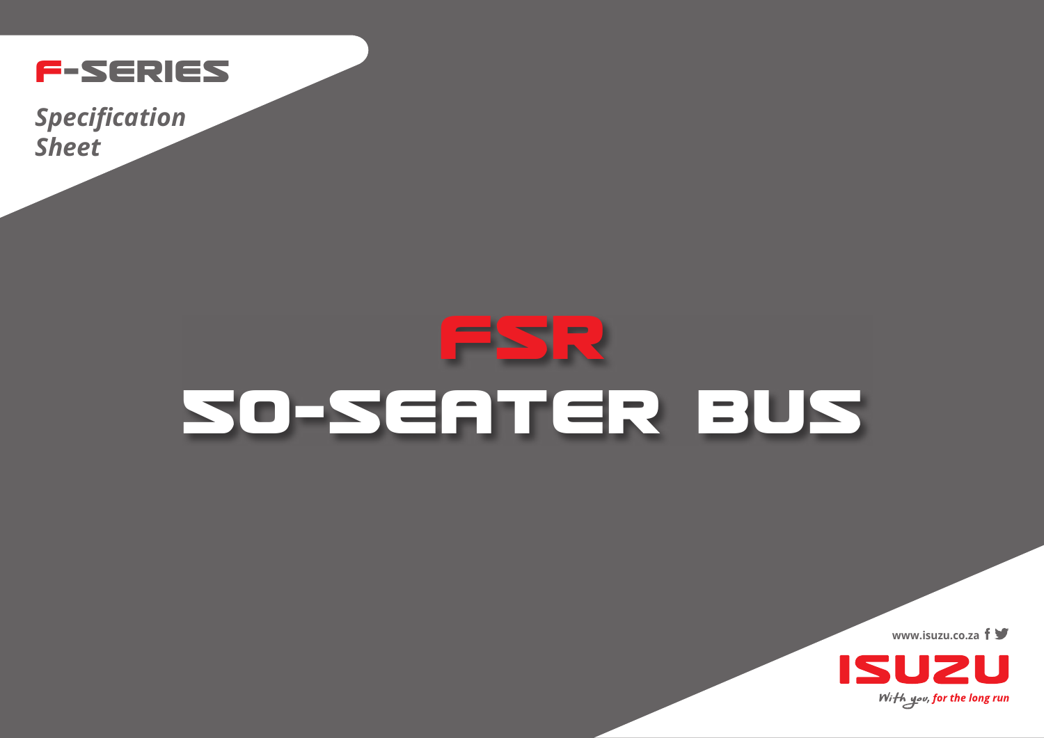# F-SERIES

*Specification Sheet*

# FSR

# 50-SEATER BUS

www.isuzu.co.za

ISUZU

*With you, for the long run*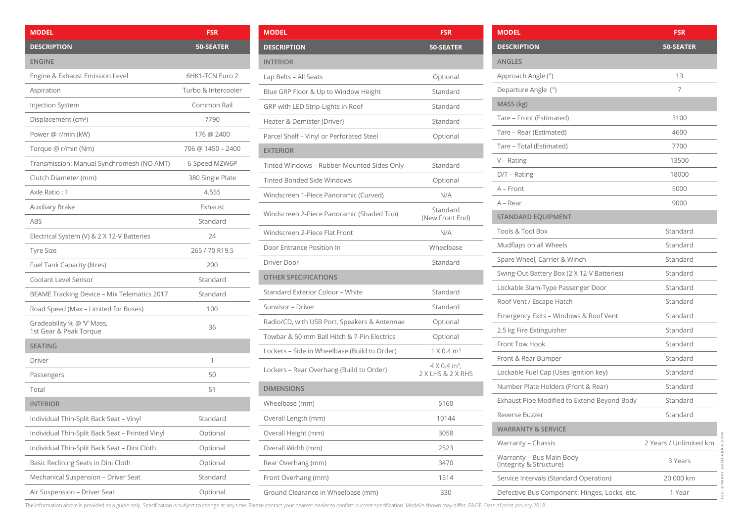| MODEL | FSR |
|---|---|
| **DESCRIPTION** | **50-SEATER** |
| **ENGINE** | |
| Engine & Exhaust Emission Level | 6HK1-TCN Euro 2 |
| Aspiration | Turbo & Intercooler |
| Injection System | Common Rail |
| Displacement (cm³) | 7790 |
| Power @ r/min (kW) | 176 @ 2400 |
| Torque @ r/min (Nm) | 706 @ 1450 – 2400 |
| Transmission: Manual Synchromesh (NO AMT) | 6-Speed MZW6P |
| Clutch Diameter (mm) | 380 Single Plate |
| Axle Ratio : 1 | 4.555 |
| Auxiliary Brake | Exhaust |
| ABS | Standard |
| Electrical System (V) & 2 X 12-V Batteries | 24 |
| Tyre Size | 265 / 70 R19.5 |
| Fuel Tank Capacity (litres) | 200 |
| Coolant Level Sensor | Standard |
| BEAME Tracking Device – Mix Telematics 2017 | Standard |
| Road Speed (Max – Limited for Buses) | 100 |
| Gradeability % @ 'V' Mass, 1st Gear & Peak Torque | 36 |
| **SEATING** | |
| Driver | 1 |
| Passengers | 50 |
| Total | 51 |
| **INTERIOR** | |
| Individual Thin-Split Back Seat – Vinyl | Standard |
| Individual Thin-Split Back Seat – Printed Vinyl | Optional |
| Individual Thin-Split Back Seat – Dini Cloth | Optional |
| Basic Reclining Seats in Dini Cloth | Optional |
| Mechanical Suspension – Driver Seat | Standard |
| Air Suspension – Driver Seat | Optional |

| MODEL | FSR |
|---|---|
| **DESCRIPTION** | **50-SEATER** |
| **INTERIOR** | |
| Lap Belts – All Seats | Optional |
| Blue GRP Floor & Up to Window Height | Standard |
| GRP with LED Strip-Lights in Roof | Standard |
| Heater & Demister (Driver) | Standard |
| Parcel Shelf – Vinyl or Perforated Steel | Optional |
| **EXTERIOR** | |
| Tinted Windows – Rubber-Mounted Sides Only | Standard |
| Tinted Bonded Side Windows | Optional |
| Windscreen 1-Piece Panoramic (Curved) | N/A |
| Windscreen 2-Piece Panoramic (Shaded Top) | Standard (New Front End) |
| Windscreen 2-Piece Flat Front | N/A |
| Door Entrance Position In | Wheelbase |
| Driver Door | Standard |
| **OTHER SPECIFICATIONS** | |
| Standard Exterior Colour – White | Standard |
| Sunvisor – Driver | Standard |
| Radio/CD, with USB Port, Speakers & Antennae | Optional |
| Towbar & 50 mm Ball Hitch & 7-Pin Electrics | Optional |
| Lockers – Side in Wheelbase (Build to Order) | 1 X 0.4 m³ |
| Lockers – Rear Overhang (Build to Order) | 4 X 0.4 m³, 2 X LHS & 2 X RHS |
| **DIMENSIONS** | |
| Wheelbase (mm) | 5160 |
| Overall Length (mm) | 10144 |
| Overall Height (mm) | 3058 |
| Overall Width (mm) | 2523 |
| Rear Overhang (mm) | 3470 |
| Front Overhang (mm) | 1514 |
| Ground Clearance in Wheelbase (mm) | 330 |

| MODEL | FSR |
|---|---|
| **DESCRIPTION** | **50-SEATER** |
| **ANGLES** | |
| Approach Angle (°) | 13 |
| Departure Angle (°) | 7 |
| **MASS (kg)** | |
| Tare – Front (Estimated) | 3100 |
| Tare – Rear (Estimated) | 4600 |
| Tare – Total (Estimated) | 7700 |
| V – Rating | 13500 |
| D/T – Rating | 18000 |
| A – Front | 5000 |
| A – Rear | 9000 |
| **STANDARD EQUIPMENT** | |
| Tools & Tool Box | Standard |
| Mudflaps on all Wheels | Standard |
| Spare Wheel, Carrier & Winch | Standard |
| Swing-Out Battery Box (2 X 12-V Batteries) | Standard |
| Lockable Slam-Type Passenger Door | Standard |
| Roof Vent / Escape Hatch | Standard |
| Emergency Exits – Windows & Roof Vent | Standard |
| 2.5 kg Fire Extinguisher | Standard |
| Front Tow Hook | Standard |
| Front & Rear Bumper | Standard |
| Lockable Fuel Cap (Uses Ignition key) | Standard |
| Number Plate Holders (Front & Rear) | Standard |
| Exhaust Pipe Modified to Extend Beyond Body | Standard |
| Reverse Buzzer | Standard |
| **WARRANTY & SERVICE** | |
| Warranty – Chassis | 2 Years / Unlimited km |
| Warranty – Bus Main Body (Integrity & Structure) | 3 Years |
| Service Intervals (Standard Operation) | 20 000 km |
| Defective Bus Component: Hinges, Locks, etc. | 1 Year |

The information above is provided as a guide only. Specification is subject to change at any time. Please contact your nearest dealer to confirm current specification. Model/s shown may differ. E&OE. Date of print January 2018